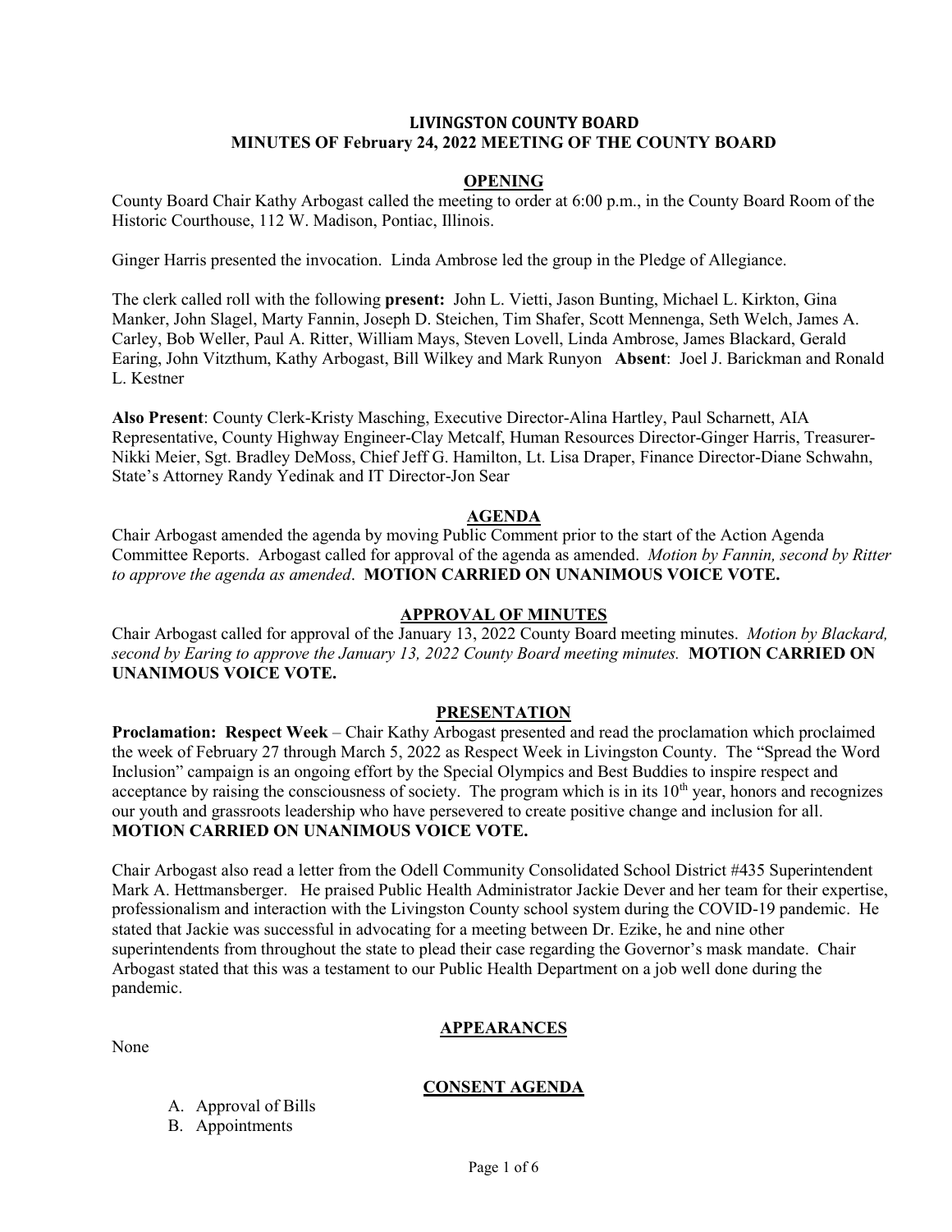# LIVINGSTON COUNTY BOARD
## MINUTES OF February 24, 2022 MEETING OF THE COUNTY BOARD

### OPENING

County Board Chair Kathy Arbogast called the meeting to order at 6:00 p.m., in the County Board Room of the Historic Courthouse, 112 W. Madison, Pontiac, Illinois.

Ginger Harris presented the invocation. Linda Ambrose led the group in the Pledge of Allegiance.

The clerk called roll with the following **present:** John L. Vietti, Jason Bunting, Michael L. Kirkton, Gina Manker, John Slagel, Marty Fannin, Joseph D. Steichen, Tim Shafer, Scott Mennenga, Seth Welch, James A. Carley, Bob Weller, Paul A. Ritter, William Mays, Steven Lovell, Linda Ambrose, James Blackard, Gerald Earing, John Vitzthum, Kathy Arbogast, Bill Wilkey and Mark Runyon **Absent**: Joel J. Barickman and Ronald L. Kestner

**Also Present**: County Clerk-Kristy Masching, Executive Director-Alina Hartley, Paul Scharnett, AIA Representative, County Highway Engineer-Clay Metcalf, Human Resources Director-Ginger Harris, Treasurer-Nikki Meier, Sgt. Bradley DeMoss, Chief Jeff G. Hamilton, Lt. Lisa Draper, Finance Director-Diane Schwahn, State's Attorney Randy Yedinak and IT Director-Jon Sear

### AGENDA

Chair Arbogast amended the agenda by moving Public Comment prior to the start of the Action Agenda Committee Reports. Arbogast called for approval of the agenda as amended. *Motion by Fannin, second by Ritter to approve the agenda as amended*. **MOTION CARRIED ON UNANIMOUS VOICE VOTE.**

### APPROVAL OF MINUTES

Chair Arbogast called for approval of the January 13, 2022 County Board meeting minutes. *Motion by Blackard, second by Earing to approve the January 13, 2022 County Board meeting minutes.* **MOTION CARRIED ON UNANIMOUS VOICE VOTE.**

### PRESENTATION

**Proclamation: Respect Week** – Chair Kathy Arbogast presented and read the proclamation which proclaimed the week of February 27 through March 5, 2022 as Respect Week in Livingston County. The "Spread the Word Inclusion" campaign is an ongoing effort by the Special Olympics and Best Buddies to inspire respect and acceptance by raising the consciousness of society. The program which is in its 10th year, honors and recognizes our youth and grassroots leadership who have persevered to create positive change and inclusion for all. **MOTION CARRIED ON UNANIMOUS VOICE VOTE.**

Chair Arbogast also read a letter from the Odell Community Consolidated School District #435 Superintendent Mark A. Hettmansberger. He praised Public Health Administrator Jackie Dever and her team for their expertise, professionalism and interaction with the Livingston County school system during the COVID-19 pandemic. He stated that Jackie was successful in advocating for a meeting between Dr. Ezike, he and nine other superintendents from throughout the state to plead their case regarding the Governor's mask mandate. Chair Arbogast stated that this was a testament to our Public Health Department on a job well done during the pandemic.

### APPEARANCES

None

### CONSENT AGENDA

A. Approval of Bills
B. Appointments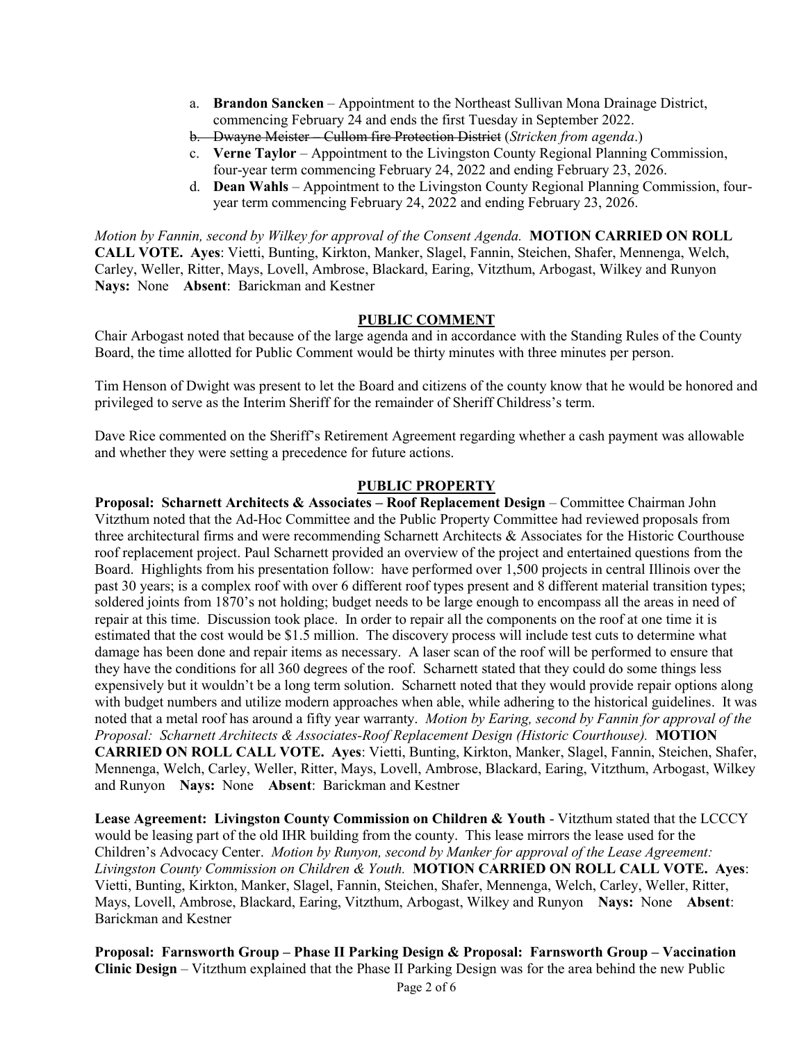a. **Brandon Sancken** – Appointment to the Northeast Sullivan Mona Drainage District, commencing February 24 and ends the first Tuesday in September 2022.
b. ~~Dwayne Meister – Cullom fire Protection District~~ (*Stricken from agenda*.)
c. **Verne Taylor** – Appointment to the Livingston County Regional Planning Commission, four-year term commencing February 24, 2022 and ending February 23, 2026.
d. **Dean Wahls** – Appointment to the Livingston County Regional Planning Commission, four-year term commencing February 24, 2022 and ending February 23, 2026.

*Motion by Fannin, second by Wilkey for approval of the Consent Agenda.* **MOTION CARRIED ON ROLL CALL VOTE. Ayes**: Vietti, Bunting, Kirkton, Manker, Slagel, Fannin, Steichen, Shafer, Mennenga, Welch, Carley, Weller, Ritter, Mays, Lovell, Ambrose, Blackard, Earing, Vitzthum, Arbogast, Wilkey and Runyon **Nays:** None **Absent**: Barickman and Kestner

## PUBLIC COMMENT

Chair Arbogast noted that because of the large agenda and in accordance with the Standing Rules of the County Board, the time allotted for Public Comment would be thirty minutes with three minutes per person.

Tim Henson of Dwight was present to let the Board and citizens of the county know that he would be honored and privileged to serve as the Interim Sheriff for the remainder of Sheriff Childress's term.

Dave Rice commented on the Sheriff's Retirement Agreement regarding whether a cash payment was allowable and whether they were setting a precedence for future actions.

## PUBLIC PROPERTY

**Proposal: Scharnett Architects & Associates – Roof Replacement Design** – Committee Chairman John Vitzthum noted that the Ad-Hoc Committee and the Public Property Committee had reviewed proposals from three architectural firms and were recommending Scharnett Architects & Associates for the Historic Courthouse roof replacement project. Paul Scharnett provided an overview of the project and entertained questions from the Board. Highlights from his presentation follow: have performed over 1,500 projects in central Illinois over the past 30 years; is a complex roof with over 6 different roof types present and 8 different material transition types; soldered joints from 1870's not holding; budget needs to be large enough to encompass all the areas in need of repair at this time. Discussion took place. In order to repair all the components on the roof at one time it is estimated that the cost would be $1.5 million. The discovery process will include test cuts to determine what damage has been done and repair items as necessary. A laser scan of the roof will be performed to ensure that they have the conditions for all 360 degrees of the roof. Scharnett stated that they could do some things less expensively but it wouldn't be a long term solution. Scharnett noted that they would provide repair options along with budget numbers and utilize modern approaches when able, while adhering to the historical guidelines. It was noted that a metal roof has around a fifty year warranty. *Motion by Earing, second by Fannin for approval of the Proposal: Scharnett Architects & Associates-Roof Replacement Design (Historic Courthouse).* **MOTION CARRIED ON ROLL CALL VOTE. Ayes**: Vietti, Bunting, Kirkton, Manker, Slagel, Fannin, Steichen, Shafer, Mennenga, Welch, Carley, Weller, Ritter, Mays, Lovell, Ambrose, Blackard, Earing, Vitzthum, Arbogast, Wilkey and Runyon **Nays:** None **Absent**: Barickman and Kestner

**Lease Agreement: Livingston County Commission on Children & Youth** - Vitzthum stated that the LCCCY would be leasing part of the old IHR building from the county. This lease mirrors the lease used for the Children's Advocacy Center. *Motion by Runyon, second by Manker for approval of the Lease Agreement: Livingston County Commission on Children & Youth.* **MOTION CARRIED ON ROLL CALL VOTE. Ayes**: Vietti, Bunting, Kirkton, Manker, Slagel, Fannin, Steichen, Shafer, Mennenga, Welch, Carley, Weller, Ritter, Mays, Lovell, Ambrose, Blackard, Earing, Vitzthum, Arbogast, Wilkey and Runyon **Nays:** None **Absent**: Barickman and Kestner

**Proposal: Farnsworth Group – Phase II Parking Design & Proposal: Farnsworth Group – Vaccination Clinic Design** – Vitzthum explained that the Phase II Parking Design was for the area behind the new Public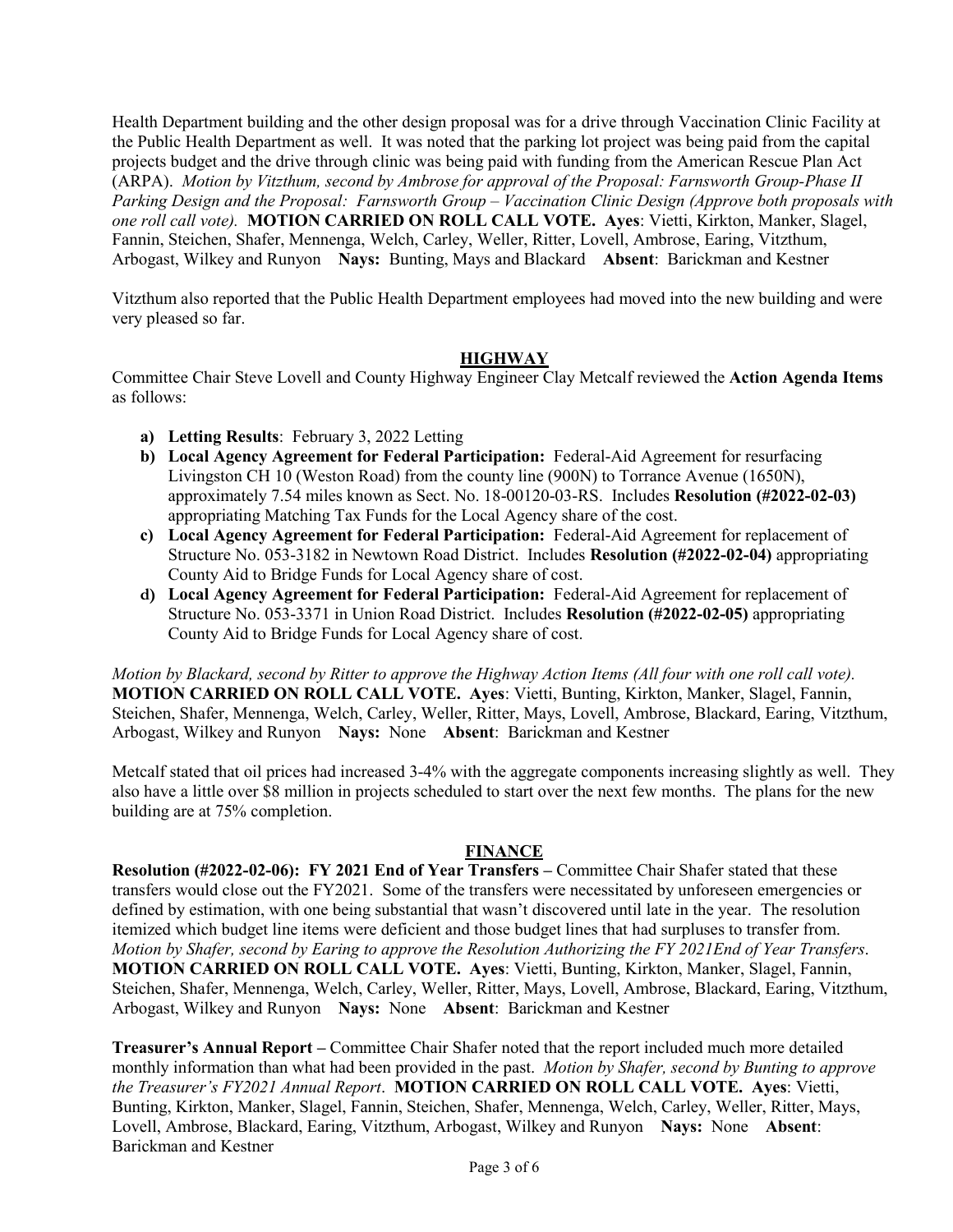Health Department building and the other design proposal was for a drive through Vaccination Clinic Facility at the Public Health Department as well. It was noted that the parking lot project was being paid from the capital projects budget and the drive through clinic was being paid with funding from the American Rescue Plan Act (ARPA). *Motion by Vitzthum, second by Ambrose for approval of the Proposal: Farnsworth Group-Phase II Parking Design and the Proposal: Farnsworth Group – Vaccination Clinic Design (Approve both proposals with one roll call vote).* **MOTION CARRIED ON ROLL CALL VOTE. Ayes**: Vietti, Kirkton, Manker, Slagel, Fannin, Steichen, Shafer, Mennenga, Welch, Carley, Weller, Ritter, Lovell, Ambrose, Earing, Vitzthum, Arbogast, Wilkey and Runyon **Nays:** Bunting, Mays and Blackard **Absent**: Barickman and Kestner

Vitzthum also reported that the Public Health Department employees had moved into the new building and were very pleased so far.

## HIGHWAY

Committee Chair Steve Lovell and County Highway Engineer Clay Metcalf reviewed the **Action Agenda Items** as follows:

- **a) Letting Results**: February 3, 2022 Letting
- **b) Local Agency Agreement for Federal Participation:** Federal-Aid Agreement for resurfacing Livingston CH 10 (Weston Road) from the county line (900N) to Torrance Avenue (1650N), approximately 7.54 miles known as Sect. No. 18-00120-03-RS. Includes **Resolution (#2022-02-03)** appropriating Matching Tax Funds for the Local Agency share of the cost.
- **c) Local Agency Agreement for Federal Participation:** Federal-Aid Agreement for replacement of Structure No. 053-3182 in Newtown Road District. Includes **Resolution (#2022-02-04)** appropriating County Aid to Bridge Funds for Local Agency share of cost.
- **d) Local Agency Agreement for Federal Participation:** Federal-Aid Agreement for replacement of Structure No. 053-3371 in Union Road District. Includes **Resolution (#2022-02-05)** appropriating County Aid to Bridge Funds for Local Agency share of cost.

*Motion by Blackard, second by Ritter to approve the Highway Action Items (All four with one roll call vote).* **MOTION CARRIED ON ROLL CALL VOTE. Ayes**: Vietti, Bunting, Kirkton, Manker, Slagel, Fannin, Steichen, Shafer, Mennenga, Welch, Carley, Weller, Ritter, Mays, Lovell, Ambrose, Blackard, Earing, Vitzthum, Arbogast, Wilkey and Runyon **Nays:** None **Absent**: Barickman and Kestner

Metcalf stated that oil prices had increased 3-4% with the aggregate components increasing slightly as well. They also have a little over $8 million in projects scheduled to start over the next few months. The plans for the new building are at 75% completion.

## FINANCE

**Resolution (#2022-02-06): FY 2021 End of Year Transfers –** Committee Chair Shafer stated that these transfers would close out the FY2021. Some of the transfers were necessitated by unforeseen emergencies or defined by estimation, with one being substantial that wasn't discovered until late in the year. The resolution itemized which budget line items were deficient and those budget lines that had surpluses to transfer from. *Motion by Shafer, second by Earing to approve the Resolution Authorizing the FY 2021End of Year Transfers*. **MOTION CARRIED ON ROLL CALL VOTE. Ayes**: Vietti, Bunting, Kirkton, Manker, Slagel, Fannin, Steichen, Shafer, Mennenga, Welch, Carley, Weller, Ritter, Mays, Lovell, Ambrose, Blackard, Earing, Vitzthum, Arbogast, Wilkey and Runyon **Nays:** None **Absent**: Barickman and Kestner

**Treasurer's Annual Report –** Committee Chair Shafer noted that the report included much more detailed monthly information than what had been provided in the past. *Motion by Shafer, second by Bunting to approve the Treasurer's FY2021 Annual Report*. **MOTION CARRIED ON ROLL CALL VOTE. Ayes**: Vietti, Bunting, Kirkton, Manker, Slagel, Fannin, Steichen, Shafer, Mennenga, Welch, Carley, Weller, Ritter, Mays, Lovell, Ambrose, Blackard, Earing, Vitzthum, Arbogast, Wilkey and Runyon **Nays:** None **Absent**: Barickman and Kestner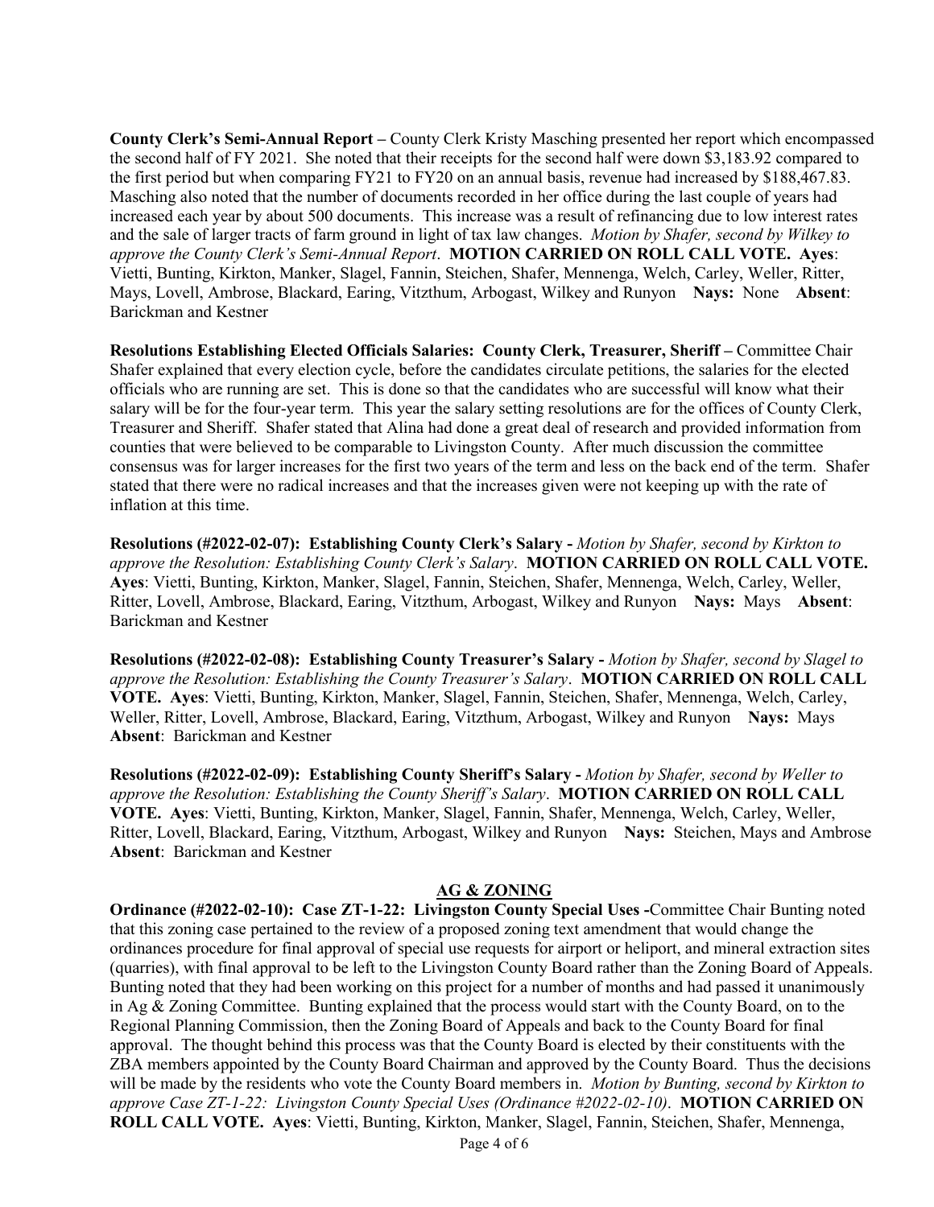**County Clerk's Semi-Annual Report –** County Clerk Kristy Masching presented her report which encompassed the second half of FY 2021. She noted that their receipts for the second half were down $3,183.92 compared to the first period but when comparing FY21 to FY20 on an annual basis, revenue had increased by $188,467.83. Masching also noted that the number of documents recorded in her office during the last couple of years had increased each year by about 500 documents. This increase was a result of refinancing due to low interest rates and the sale of larger tracts of farm ground in light of tax law changes. *Motion by Shafer, second by Wilkey to approve the County Clerk's Semi-Annual Report*. **MOTION CARRIED ON ROLL CALL VOTE. Ayes**: Vietti, Bunting, Kirkton, Manker, Slagel, Fannin, Steichen, Shafer, Mennenga, Welch, Carley, Weller, Ritter, Mays, Lovell, Ambrose, Blackard, Earing, Vitzthum, Arbogast, Wilkey and Runyon **Nays:** None **Absent**: Barickman and Kestner

**Resolutions Establishing Elected Officials Salaries: County Clerk, Treasurer, Sheriff –** Committee Chair Shafer explained that every election cycle, before the candidates circulate petitions, the salaries for the elected officials who are running are set. This is done so that the candidates who are successful will know what their salary will be for the four-year term. This year the salary setting resolutions are for the offices of County Clerk, Treasurer and Sheriff. Shafer stated that Alina had done a great deal of research and provided information from counties that were believed to be comparable to Livingston County. After much discussion the committee consensus was for larger increases for the first two years of the term and less on the back end of the term. Shafer stated that there were no radical increases and that the increases given were not keeping up with the rate of inflation at this time.

**Resolutions (#2022-02-07): Establishing County Clerk's Salary -** *Motion by Shafer, second by Kirkton to approve the Resolution: Establishing County Clerk's Salary*. **MOTION CARRIED ON ROLL CALL VOTE. Ayes**: Vietti, Bunting, Kirkton, Manker, Slagel, Fannin, Steichen, Shafer, Mennenga, Welch, Carley, Weller, Ritter, Lovell, Ambrose, Blackard, Earing, Vitzthum, Arbogast, Wilkey and Runyon **Nays:** Mays **Absent**: Barickman and Kestner

**Resolutions (#2022-02-08): Establishing County Treasurer's Salary -** *Motion by Shafer, second by Slagel to approve the Resolution: Establishing the County Treasurer's Salary*. **MOTION CARRIED ON ROLL CALL VOTE. Ayes**: Vietti, Bunting, Kirkton, Manker, Slagel, Fannin, Steichen, Shafer, Mennenga, Welch, Carley, Weller, Ritter, Lovell, Ambrose, Blackard, Earing, Vitzthum, Arbogast, Wilkey and Runyon **Nays:** Mays **Absent**: Barickman and Kestner

**Resolutions (#2022-02-09): Establishing County Sheriff's Salary -** *Motion by Shafer, second by Weller to approve the Resolution: Establishing the County Sheriff's Salary*. **MOTION CARRIED ON ROLL CALL VOTE. Ayes**: Vietti, Bunting, Kirkton, Manker, Slagel, Fannin, Shafer, Mennenga, Welch, Carley, Weller, Ritter, Lovell, Blackard, Earing, Vitzthum, Arbogast, Wilkey and Runyon **Nays:** Steichen, Mays and Ambrose **Absent**: Barickman and Kestner

## AG & ZONING

**Ordinance (#2022-02-10): Case ZT-1-22: Livingston County Special Uses -**Committee Chair Bunting noted that this zoning case pertained to the review of a proposed zoning text amendment that would change the ordinances procedure for final approval of special use requests for airport or heliport, and mineral extraction sites (quarries), with final approval to be left to the Livingston County Board rather than the Zoning Board of Appeals. Bunting noted that they had been working on this project for a number of months and had passed it unanimously in Ag & Zoning Committee. Bunting explained that the process would start with the County Board, on to the Regional Planning Commission, then the Zoning Board of Appeals and back to the County Board for final approval. The thought behind this process was that the County Board is elected by their constituents with the ZBA members appointed by the County Board Chairman and approved by the County Board. Thus the decisions will be made by the residents who vote the County Board members in. *Motion by Bunting, second by Kirkton to approve Case ZT-1-22: Livingston County Special Uses (Ordinance #2022-02-10)*. **MOTION CARRIED ON ROLL CALL VOTE. Ayes**: Vietti, Bunting, Kirkton, Manker, Slagel, Fannin, Steichen, Shafer, Mennenga,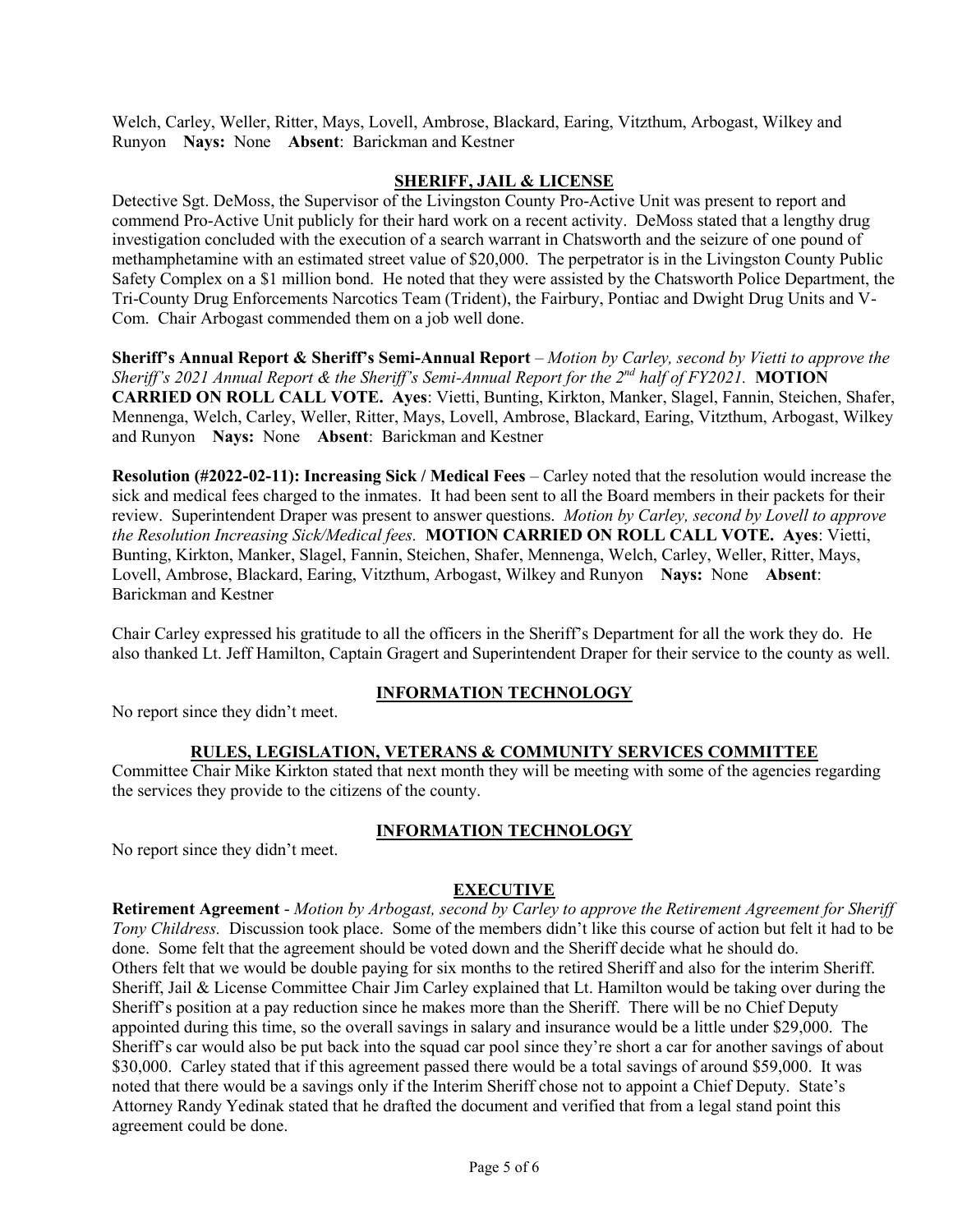Welch, Carley, Weller, Ritter, Mays, Lovell, Ambrose, Blackard, Earing, Vitzthum, Arbogast, Wilkey and Runyon **Nays:** None **Absent**: Barickman and Kestner

## SHERIFF, JAIL & LICENSE

Detective Sgt. DeMoss, the Supervisor of the Livingston County Pro-Active Unit was present to report and commend Pro-Active Unit publicly for their hard work on a recent activity. DeMoss stated that a lengthy drug investigation concluded with the execution of a search warrant in Chatsworth and the seizure of one pound of methamphetamine with an estimated street value of $20,000. The perpetrator is in the Livingston County Public Safety Complex on a $1 million bond. He noted that they were assisted by the Chatsworth Police Department, the Tri-County Drug Enforcements Narcotics Team (Trident), the Fairbury, Pontiac and Dwight Drug Units and V-Com. Chair Arbogast commended them on a job well done.

**Sheriff's Annual Report & Sheriff's Semi-Annual Report** – *Motion by Carley, second by Vietti to approve the Sheriff's 2021 Annual Report & the Sheriff's Semi-Annual Report for the 2nd half of FY2021.* **MOTION CARRIED ON ROLL CALL VOTE. Ayes**: Vietti, Bunting, Kirkton, Manker, Slagel, Fannin, Steichen, Shafer, Mennenga, Welch, Carley, Weller, Ritter, Mays, Lovell, Ambrose, Blackard, Earing, Vitzthum, Arbogast, Wilkey and Runyon **Nays:** None **Absent**: Barickman and Kestner

**Resolution (#2022-02-11): Increasing Sick / Medical Fees** – Carley noted that the resolution would increase the sick and medical fees charged to the inmates. It had been sent to all the Board members in their packets for their review. Superintendent Draper was present to answer questions. *Motion by Carley, second by Lovell to approve the Resolution Increasing Sick/Medical fees.* **MOTION CARRIED ON ROLL CALL VOTE. Ayes**: Vietti, Bunting, Kirkton, Manker, Slagel, Fannin, Steichen, Shafer, Mennenga, Welch, Carley, Weller, Ritter, Mays, Lovell, Ambrose, Blackard, Earing, Vitzthum, Arbogast, Wilkey and Runyon **Nays:** None **Absent**: Barickman and Kestner

Chair Carley expressed his gratitude to all the officers in the Sheriff's Department for all the work they do. He also thanked Lt. Jeff Hamilton, Captain Gragert and Superintendent Draper for their service to the county as well.

## INFORMATION TECHNOLOGY

No report since they didn't meet.

## RULES, LEGISLATION, VETERANS & COMMUNITY SERVICES COMMITTEE

Committee Chair Mike Kirkton stated that next month they will be meeting with some of the agencies regarding the services they provide to the citizens of the county.

## INFORMATION TECHNOLOGY

No report since they didn't meet.

## EXECUTIVE

**Retirement Agreement** - *Motion by Arbogast, second by Carley to approve the Retirement Agreement for Sheriff Tony Childress.* Discussion took place. Some of the members didn't like this course of action but felt it had to be done. Some felt that the agreement should be voted down and the Sheriff decide what he should do. Others felt that we would be double paying for six months to the retired Sheriff and also for the interim Sheriff. Sheriff, Jail & License Committee Chair Jim Carley explained that Lt. Hamilton would be taking over during the Sheriff's position at a pay reduction since he makes more than the Sheriff. There will be no Chief Deputy appointed during this time, so the overall savings in salary and insurance would be a little under $29,000. The Sheriff's car would also be put back into the squad car pool since they're short a car for another savings of about $30,000. Carley stated that if this agreement passed there would be a total savings of around $59,000. It was noted that there would be a savings only if the Interim Sheriff chose not to appoint a Chief Deputy. State's Attorney Randy Yedinak stated that he drafted the document and verified that from a legal stand point this agreement could be done.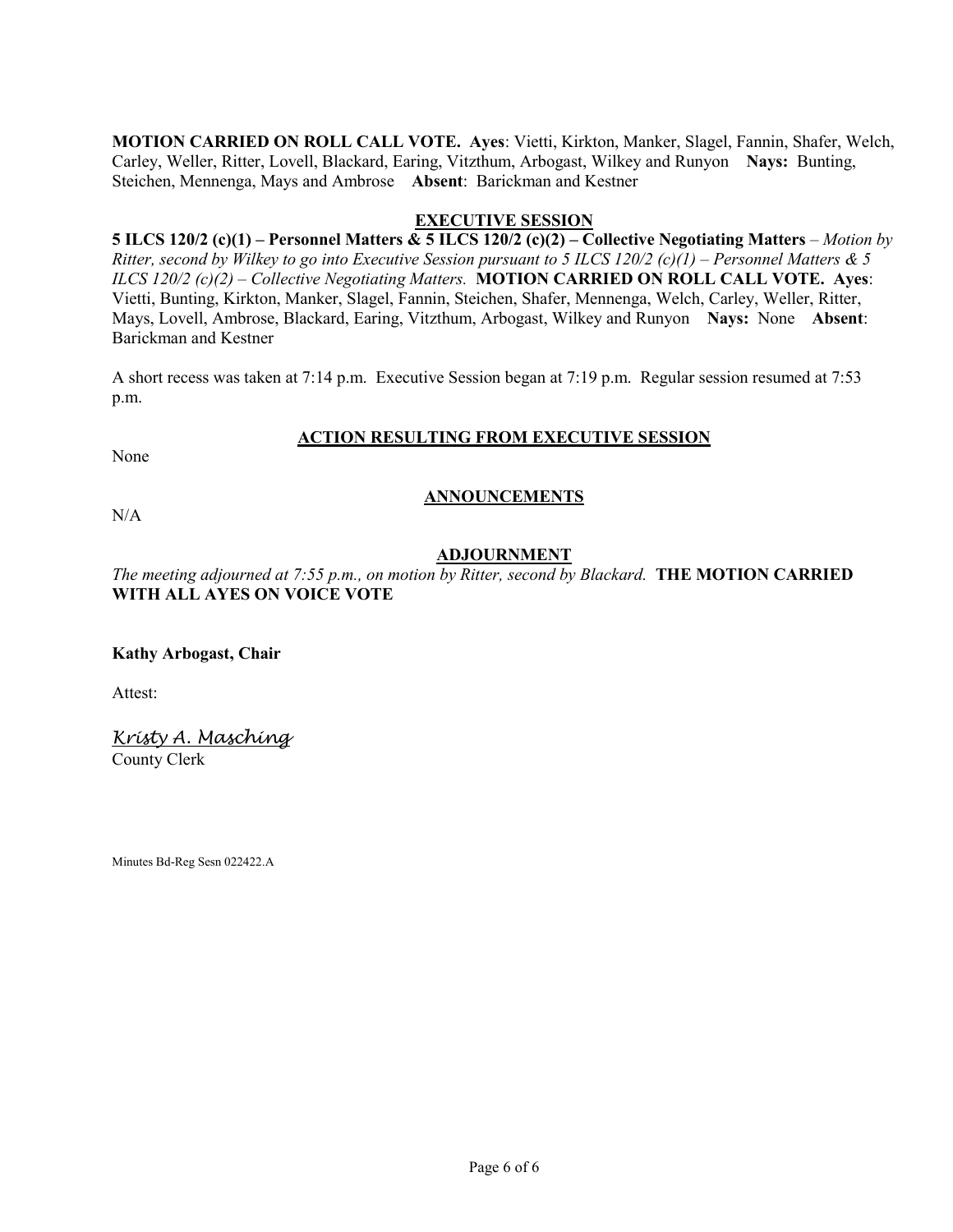**MOTION CARRIED ON ROLL CALL VOTE. Ayes**: Vietti, Kirkton, Manker, Slagel, Fannin, Shafer, Welch, Carley, Weller, Ritter, Lovell, Blackard, Earing, Vitzthum, Arbogast, Wilkey and Runyon **Nays:** Bunting, Steichen, Mennenga, Mays and Ambrose **Absent**: Barickman and Kestner

## EXECUTIVE SESSION

**5 ILCS 120/2 (c)(1) – Personnel Matters & 5 ILCS 120/2 (c)(2) – Collective Negotiating Matters** – *Motion by Ritter, second by Wilkey to go into Executive Session pursuant to 5 ILCS 120/2 (c)(1) – Personnel Matters & 5 ILCS 120/2 (c)(2) – Collective Negotiating Matters.* **MOTION CARRIED ON ROLL CALL VOTE. Ayes**: Vietti, Bunting, Kirkton, Manker, Slagel, Fannin, Steichen, Shafer, Mennenga, Welch, Carley, Weller, Ritter, Mays, Lovell, Ambrose, Blackard, Earing, Vitzthum, Arbogast, Wilkey and Runyon **Nays:** None **Absent**: Barickman and Kestner

A short recess was taken at 7:14 p.m. Executive Session began at 7:19 p.m. Regular session resumed at 7:53 p.m.

## ACTION RESULTING FROM EXECUTIVE SESSION

None

## ANNOUNCEMENTS

N/A

## ADJOURNMENT

*The meeting adjourned at 7:55 p.m., on motion by Ritter, second by Blackard.* **THE MOTION CARRIED WITH ALL AYES ON VOICE VOTE**

**Kathy Arbogast, Chair**

Attest:

*Kristy A. Masching*
County Clerk

Minutes Bd-Reg Sesn 022422.A